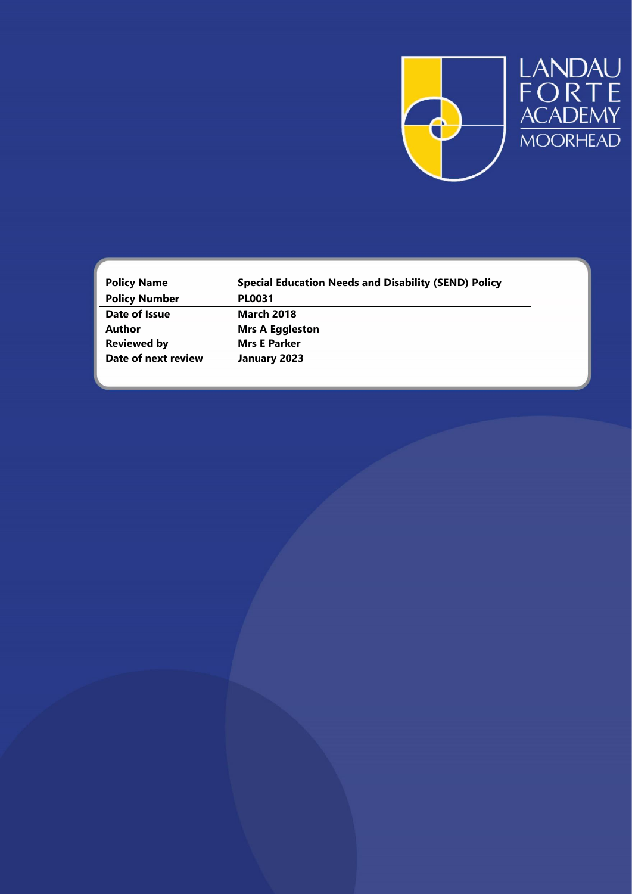LANDAU FORTE ACADEMY MOORHEAD

| Policy Name | Special Education Needs and Disability (SEND) Policy |
| --- | --- |
| Policy Number | PL0031 |
| Date of Issue | March 2018 |
| Author | Mrs A Eggleston |
| Reviewed by | Mrs E Parker |
| Date of next review | January 2023 |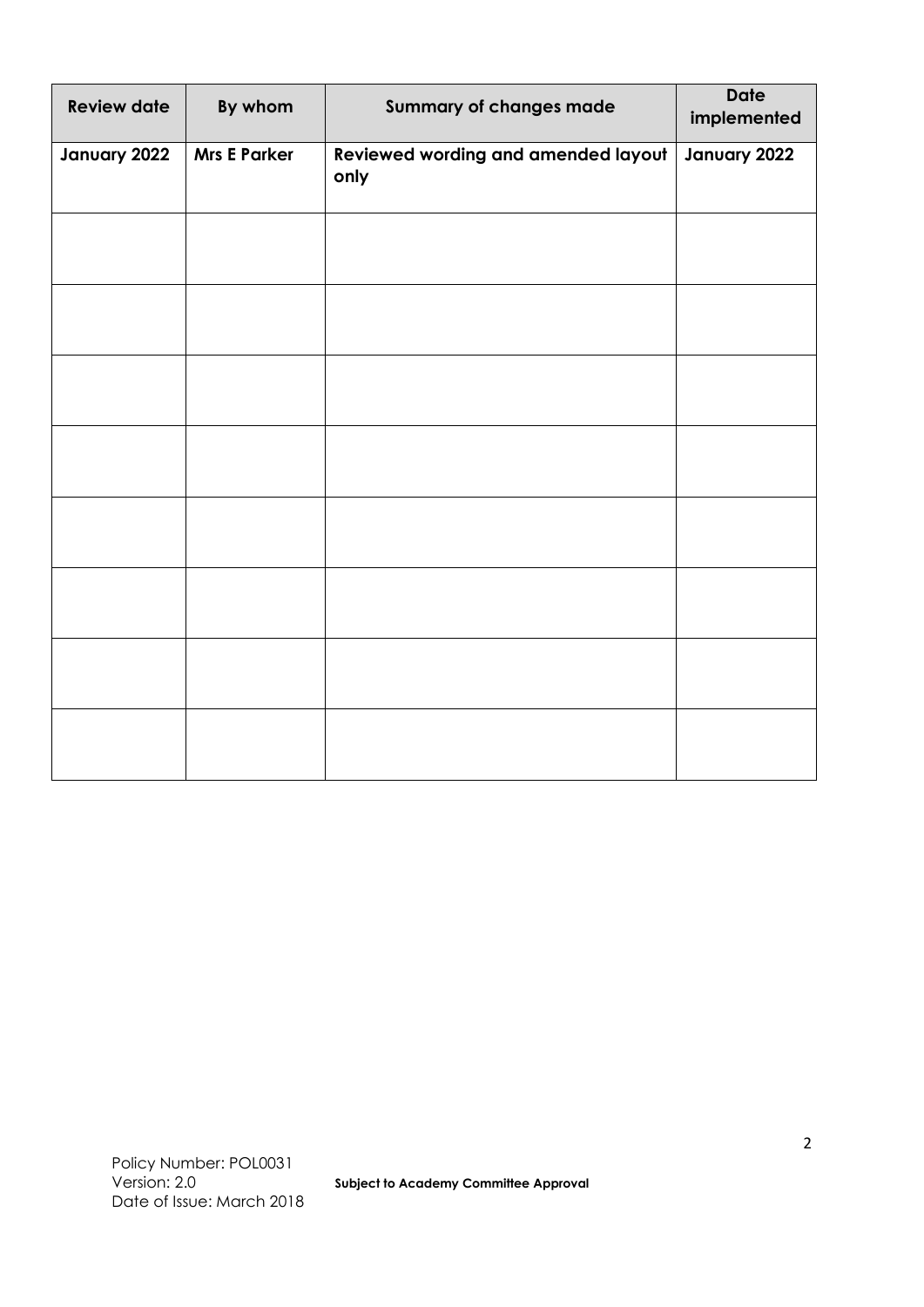| Review date | By whom | Summary of changes made | Date implemented |
|---|---|---|---|
| **January 2022** | **Mrs E Parker** | **Reviewed wording and amended layout only** | **January 2022** |
| | | | |
| | | | |
| | | | |
| | | | |
| | | | |
| | | | |
| | | | |
| | | | |

Policy Number: POL0031
Version: 2.0
Date of Issue: March 2018

**Subject to Academy Committee Approval**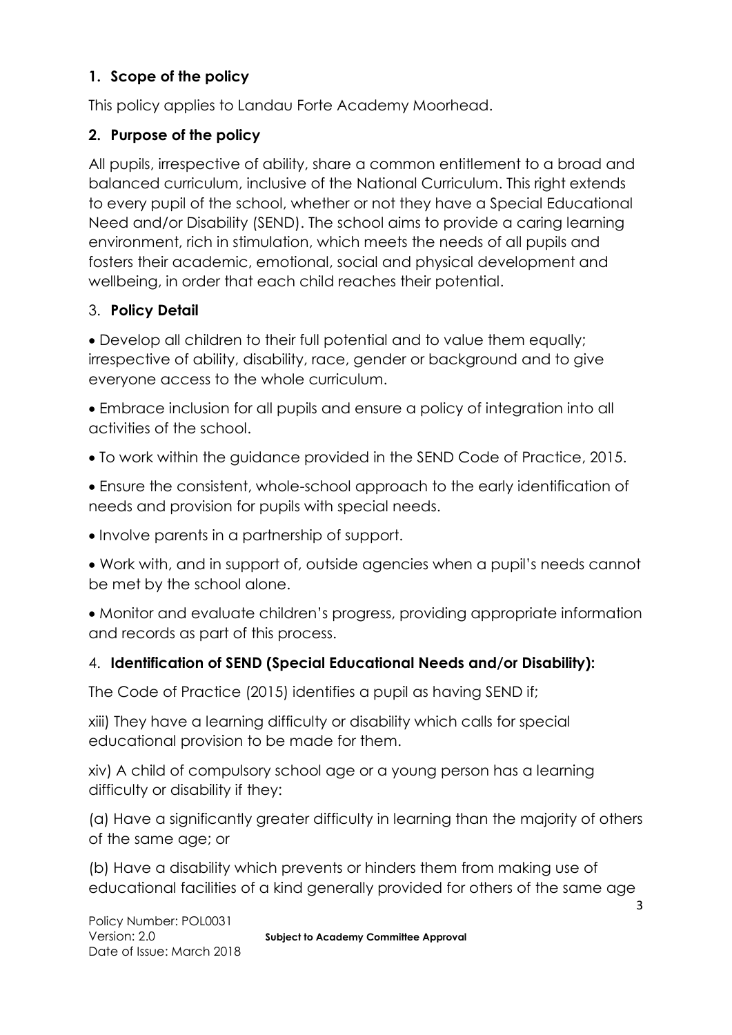## 1. Scope of the policy

This policy applies to Landau Forte Academy Moorhead.

## 2. Purpose of the policy

All pupils, irrespective of ability, share a common entitlement to a broad and balanced curriculum, inclusive of the National Curriculum. This right extends to every pupil of the school, whether or not they have a Special Educational Need and/or Disability (SEND). The school aims to provide a caring learning environment, rich in stimulation, which meets the needs of all pupils and fosters their academic, emotional, social and physical development and wellbeing, in order that each child reaches their potential.

## 3. Policy Detail

- Develop all children to their full potential and to value them equally; irrespective of ability, disability, race, gender or background and to give everyone access to the whole curriculum.
- Embrace inclusion for all pupils and ensure a policy of integration into all activities of the school.
- To work within the guidance provided in the SEND Code of Practice, 2015.
- Ensure the consistent, whole-school approach to the early identification of needs and provision for pupils with special needs.
- Involve parents in a partnership of support.
- Work with, and in support of, outside agencies when a pupil's needs cannot be met by the school alone.
- Monitor and evaluate children's progress, providing appropriate information and records as part of this process.

## 4. Identification of SEND (Special Educational Needs and/or Disability):

The Code of Practice (2015) identifies a pupil as having SEND if;

xiii) They have a learning difficulty or disability which calls for special educational provision to be made for them.

xiv) A child of compulsory school age or a young person has a learning difficulty or disability if they:

(a) Have a significantly greater difficulty in learning than the majority of others of the same age; or

(b) Have a disability which prevents or hinders them from making use of educational facilities of a kind generally provided for others of the same age

Policy Number: POL0031
Version: 2.0
Date of Issue: March 2018
**Subject to Academy Committee Approval**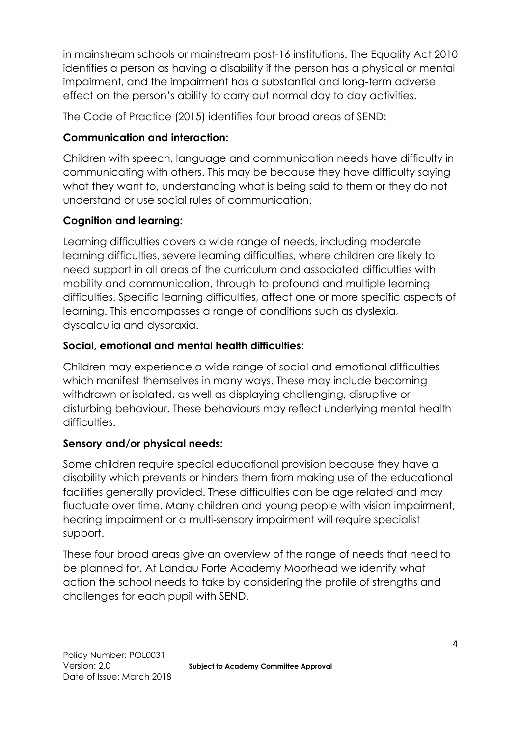in mainstream schools or mainstream post-16 institutions. The Equality Act 2010 identifies a person as having a disability if the person has a physical or mental impairment, and the impairment has a substantial and long-term adverse effect on the person's ability to carry out normal day to day activities.

The Code of Practice (2015) identifies four broad areas of SEND:

**Communication and interaction:**

Children with speech, language and communication needs have difficulty in communicating with others. This may be because they have difficulty saying what they want to, understanding what is being said to them or they do not understand or use social rules of communication.

**Cognition and learning:**

Learning difficulties covers a wide range of needs, including moderate learning difficulties, severe learning difficulties, where children are likely to need support in all areas of the curriculum and associated difficulties with mobility and communication, through to profound and multiple learning difficulties. Specific learning difficulties, affect one or more specific aspects of learning. This encompasses a range of conditions such as dyslexia, dyscalculia and dyspraxia.

**Social, emotional and mental health difficulties:**

Children may experience a wide range of social and emotional difficulties which manifest themselves in many ways. These may include becoming withdrawn or isolated, as well as displaying challenging, disruptive or disturbing behaviour. These behaviours may reflect underlying mental health difficulties.

**Sensory and/or physical needs:**

Some children require special educational provision because they have a disability which prevents or hinders them from making use of the educational facilities generally provided. These difficulties can be age related and may fluctuate over time. Many children and young people with vision impairment, hearing impairment or a multi-sensory impairment will require specialist support.

These four broad areas give an overview of the range of needs that need to be planned for. At Landau Forte Academy Moorhead we identify what action the school needs to take by considering the profile of strengths and challenges for each pupil with SEND.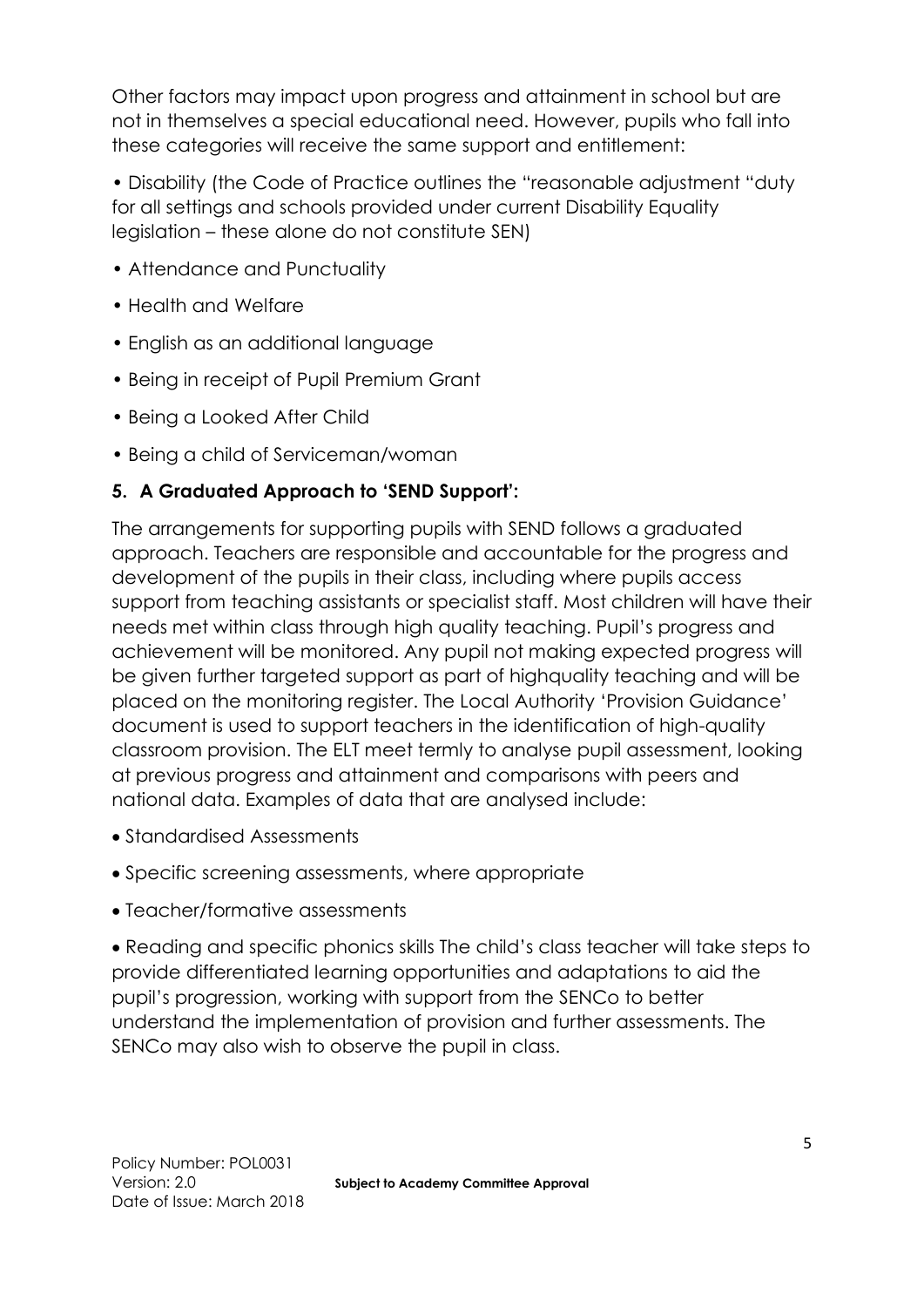Other factors may impact upon progress and attainment in school but are not in themselves a special educational need. However, pupils who fall into these categories will receive the same support and entitlement:

- Disability (the Code of Practice outlines the "reasonable adjustment "duty for all settings and schools provided under current Disability Equality legislation – these alone do not constitute SEN)
- Attendance and Punctuality
- Health and Welfare
- English as an additional language
- Being in receipt of Pupil Premium Grant
- Being a Looked After Child
- Being a child of Serviceman/woman

## 5. A Graduated Approach to 'SEND Support':

The arrangements for supporting pupils with SEND follows a graduated approach. Teachers are responsible and accountable for the progress and development of the pupils in their class, including where pupils access support from teaching assistants or specialist staff. Most children will have their needs met within class through high quality teaching. Pupil's progress and achievement will be monitored. Any pupil not making expected progress will be given further targeted support as part of highquality teaching and will be placed on the monitoring register. The Local Authority 'Provision Guidance' document is used to support teachers in the identification of high-quality classroom provision. The ELT meet termly to analyse pupil assessment, looking at previous progress and attainment and comparisons with peers and national data. Examples of data that are analysed include:

- Standardised Assessments
- Specific screening assessments, where appropriate
- Teacher/formative assessments
- Reading and specific phonics skills The child's class teacher will take steps to provide differentiated learning opportunities and adaptations to aid the pupil's progression, working with support from the SENCo to better understand the implementation of provision and further assessments. The SENCo may also wish to observe the pupil in class.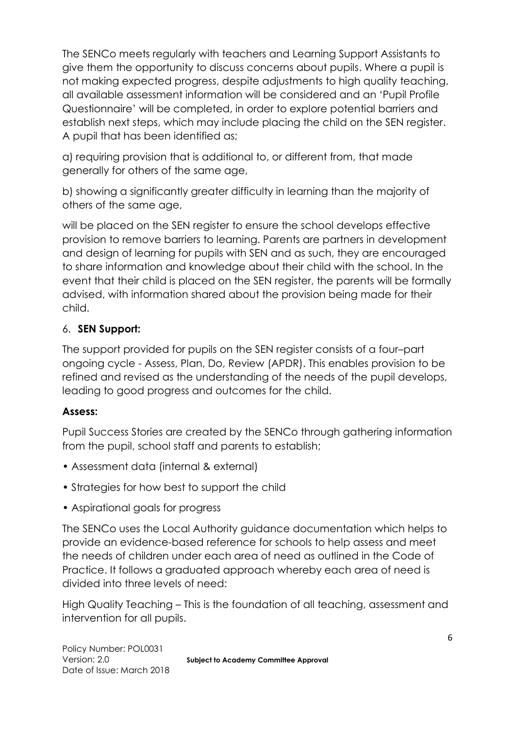The SENCo meets regularly with teachers and Learning Support Assistants to give them the opportunity to discuss concerns about pupils. Where a pupil is not making expected progress, despite adjustments to high quality teaching, all available assessment information will be considered and an 'Pupil Profile Questionnaire' will be completed, in order to explore potential barriers and establish next steps, which may include placing the child on the SEN register. A pupil that has been identified as;

a) requiring provision that is additional to, or different from, that made generally for others of the same age,

b) showing a significantly greater difficulty in learning than the majority of others of the same age,

will be placed on the SEN register to ensure the school develops effective provision to remove barriers to learning. Parents are partners in development and design of learning for pupils with SEN and as such, they are encouraged to share information and knowledge about their child with the school. In the event that their child is placed on the SEN register, the parents will be formally advised, with information shared about the provision being made for their child.

## 6. **SEN Support:**

The support provided for pupils on the SEN register consists of a four–part ongoing cycle - Assess, Plan, Do, Review (APDR). This enables provision to be refined and revised as the understanding of the needs of the pupil develops, leading to good progress and outcomes for the child.

### **Assess:**

Pupil Success Stories are created by the SENCo through gathering information from the pupil, school staff and parents to establish;

- Assessment data (internal & external)
- Strategies for how best to support the child
- Aspirational goals for progress

The SENCo uses the Local Authority guidance documentation which helps to provide an evidence-based reference for schools to help assess and meet the needs of children under each area of need as outlined in the Code of Practice. It follows a graduated approach whereby each area of need is divided into three levels of need:

High Quality Teaching – This is the foundation of all teaching, assessment and intervention for all pupils.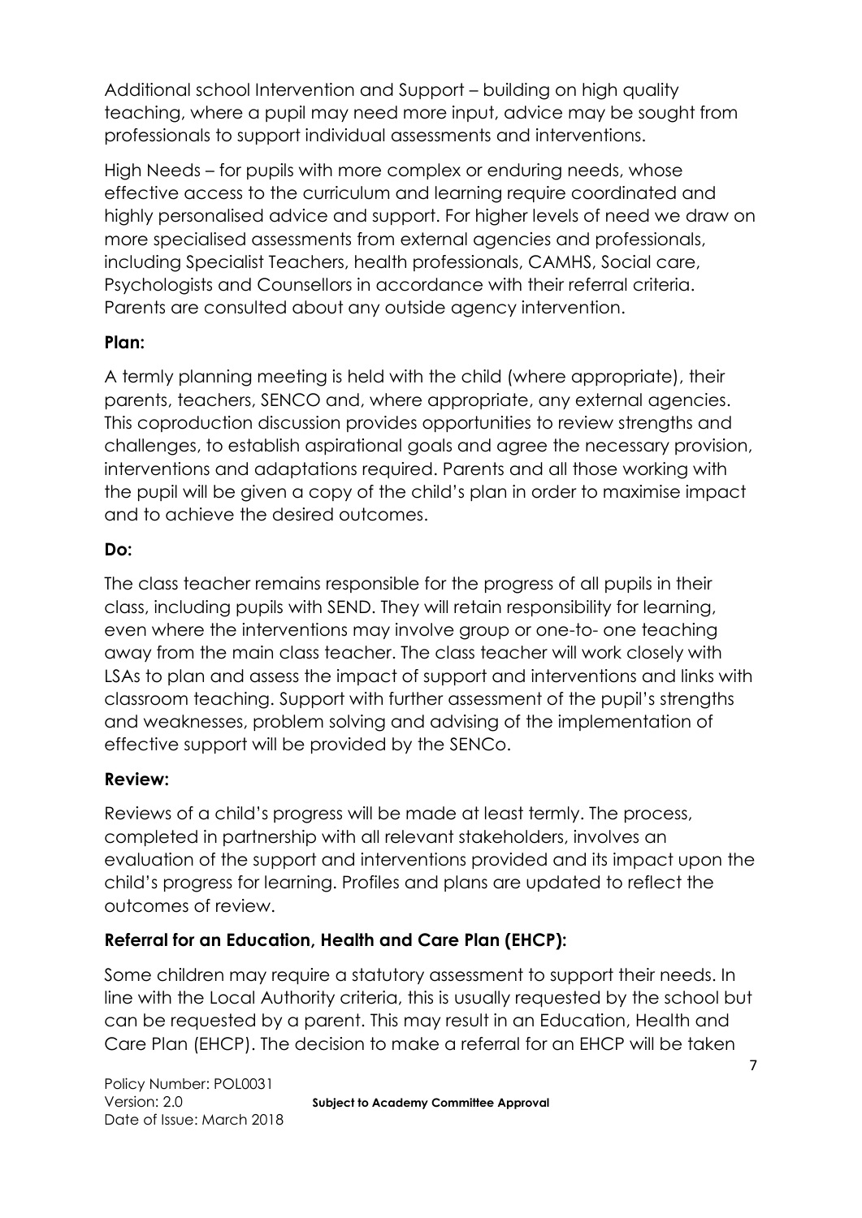Additional school Intervention and Support – building on high quality teaching, where a pupil may need more input, advice may be sought from professionals to support individual assessments and interventions.

High Needs – for pupils with more complex or enduring needs, whose effective access to the curriculum and learning require coordinated and highly personalised advice and support. For higher levels of need we draw on more specialised assessments from external agencies and professionals, including Specialist Teachers, health professionals, CAMHS, Social care, Psychologists and Counsellors in accordance with their referral criteria. Parents are consulted about any outside agency intervention.

**Plan:**

A termly planning meeting is held with the child (where appropriate), their parents, teachers, SENCO and, where appropriate, any external agencies. This coproduction discussion provides opportunities to review strengths and challenges, to establish aspirational goals and agree the necessary provision, interventions and adaptations required. Parents and all those working with the pupil will be given a copy of the child's plan in order to maximise impact and to achieve the desired outcomes.

**Do:**

The class teacher remains responsible for the progress of all pupils in their class, including pupils with SEND. They will retain responsibility for learning, even where the interventions may involve group or one-to- one teaching away from the main class teacher. The class teacher will work closely with LSAs to plan and assess the impact of support and interventions and links with classroom teaching. Support with further assessment of the pupil's strengths and weaknesses, problem solving and advising of the implementation of effective support will be provided by the SENCo.

**Review:**

Reviews of a child's progress will be made at least termly. The process, completed in partnership with all relevant stakeholders, involves an evaluation of the support and interventions provided and its impact upon the child's progress for learning. Profiles and plans are updated to reflect the outcomes of review.

**Referral for an Education, Health and Care Plan (EHCP):**

Some children may require a statutory assessment to support their needs. In line with the Local Authority criteria, this is usually requested by the school but can be requested by a parent. This may result in an Education, Health and Care Plan (EHCP). The decision to make a referral for an EHCP will be taken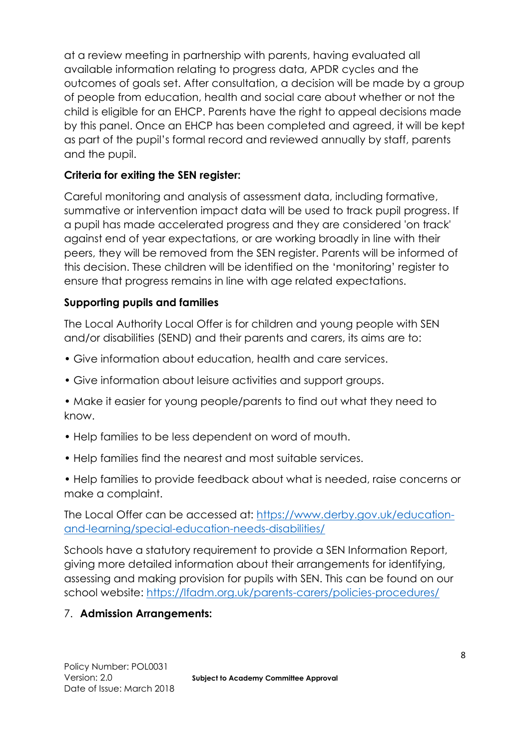at a review meeting in partnership with parents, having evaluated all available information relating to progress data, APDR cycles and the outcomes of goals set. After consultation, a decision will be made by a group of people from education, health and social care about whether or not the child is eligible for an EHCP. Parents have the right to appeal decisions made by this panel. Once an EHCP has been completed and agreed, it will be kept as part of the pupil's formal record and reviewed annually by staff, parents and the pupil.

**Criteria for exiting the SEN register:**

Careful monitoring and analysis of assessment data, including formative, summative or intervention impact data will be used to track pupil progress. If a pupil has made accelerated progress and they are considered 'on track' against end of year expectations, or are working broadly in line with their peers, they will be removed from the SEN register. Parents will be informed of this decision. These children will be identified on the 'monitoring' register to ensure that progress remains in line with age related expectations.

**Supporting pupils and families**

The Local Authority Local Offer is for children and young people with SEN and/or disabilities (SEND) and their parents and carers, its aims are to:

- Give information about education, health and care services.
- Give information about leisure activities and support groups.
- Make it easier for young people/parents to find out what they need to know.
- Help families to be less dependent on word of mouth.
- Help families find the nearest and most suitable services.
- Help families to provide feedback about what is needed, raise concerns or make a complaint.

The Local Offer can be accessed at: [https://www.derby.gov.uk/education-and-learning/special-education-needs-disabilities/](https://www.derby.gov.uk/education-and-learning/special-education-needs-disabilities/)

Schools have a statutory requirement to provide a SEN Information Report, giving more detailed information about their arrangements for identifying, assessing and making provision for pupils with SEN. This can be found on our school website: [https://lfadm.org.uk/parents-carers/policies-procedures/](https://lfadm.org.uk/parents-carers/policies-procedures/)

7. **Admission Arrangements:**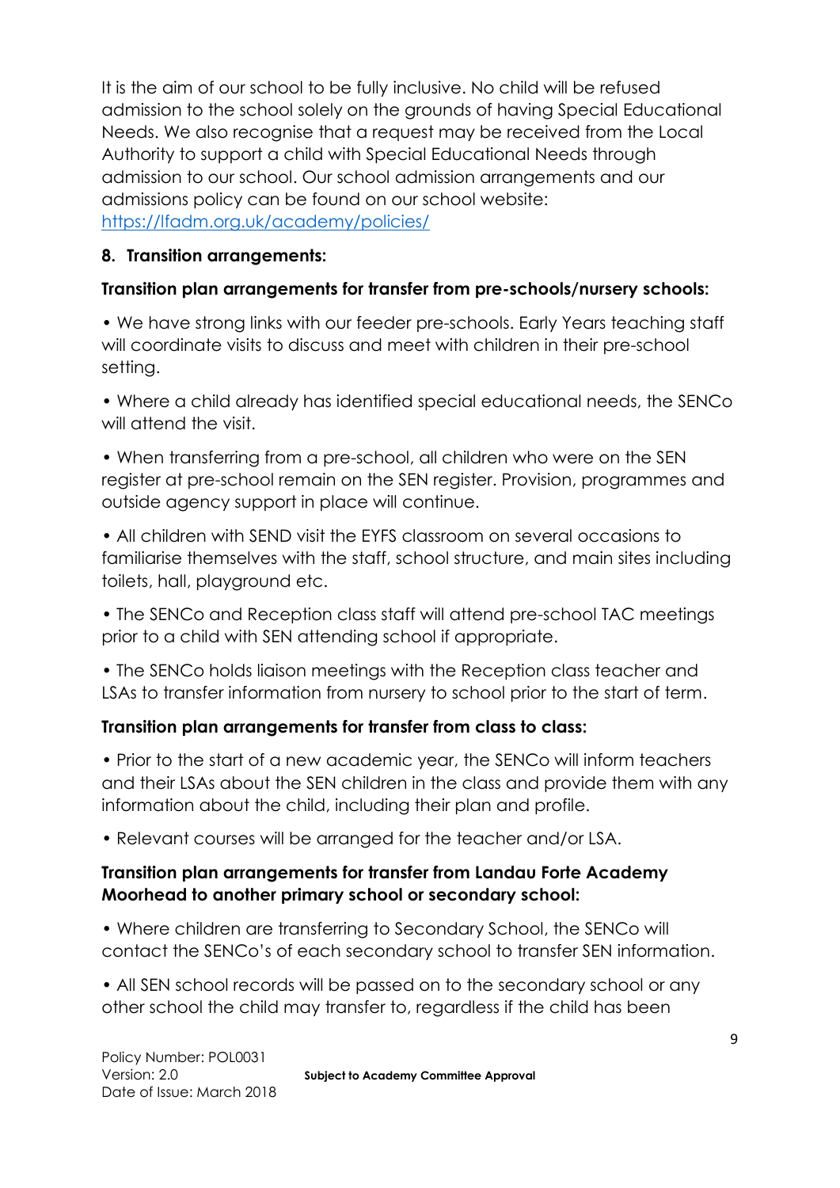It is the aim of our school to be fully inclusive. No child will be refused admission to the school solely on the grounds of having Special Educational Needs. We also recognise that a request may be received from the Local Authority to support a child with Special Educational Needs through admission to our school. Our school admission arrangements and our admissions policy can be found on our school website: [https://lfadm.org.uk/academy/policies/](https://lfadm.org.uk/academy/policies/)

## 8. Transition arrangements:

**Transition plan arrangements for transfer from pre-schools/nursery schools:**

• We have strong links with our feeder pre-schools. Early Years teaching staff will coordinate visits to discuss and meet with children in their pre-school setting.

• Where a child already has identified special educational needs, the SENCo will attend the visit.

• When transferring from a pre-school, all children who were on the SEN register at pre-school remain on the SEN register. Provision, programmes and outside agency support in place will continue.

• All children with SEND visit the EYFS classroom on several occasions to familiarise themselves with the staff, school structure, and main sites including toilets, hall, playground etc.

• The SENCo and Reception class staff will attend pre-school TAC meetings prior to a child with SEN attending school if appropriate.

• The SENCo holds liaison meetings with the Reception class teacher and LSAs to transfer information from nursery to school prior to the start of term.

**Transition plan arrangements for transfer from class to class:**

• Prior to the start of a new academic year, the SENCo will inform teachers and their LSAs about the SEN children in the class and provide them with any information about the child, including their plan and profile.

• Relevant courses will be arranged for the teacher and/or LSA.

**Transition plan arrangements for transfer from Landau Forte Academy Moorhead to another primary school or secondary school:**

• Where children are transferring to Secondary School, the SENCo will contact the SENCo's of each secondary school to transfer SEN information.

• All SEN school records will be passed on to the secondary school or any other school the child may transfer to, regardless if the child has been

Policy Number: POL0031
Version: 2.0
Date of Issue: March 2018

**Subject to Academy Committee Approval**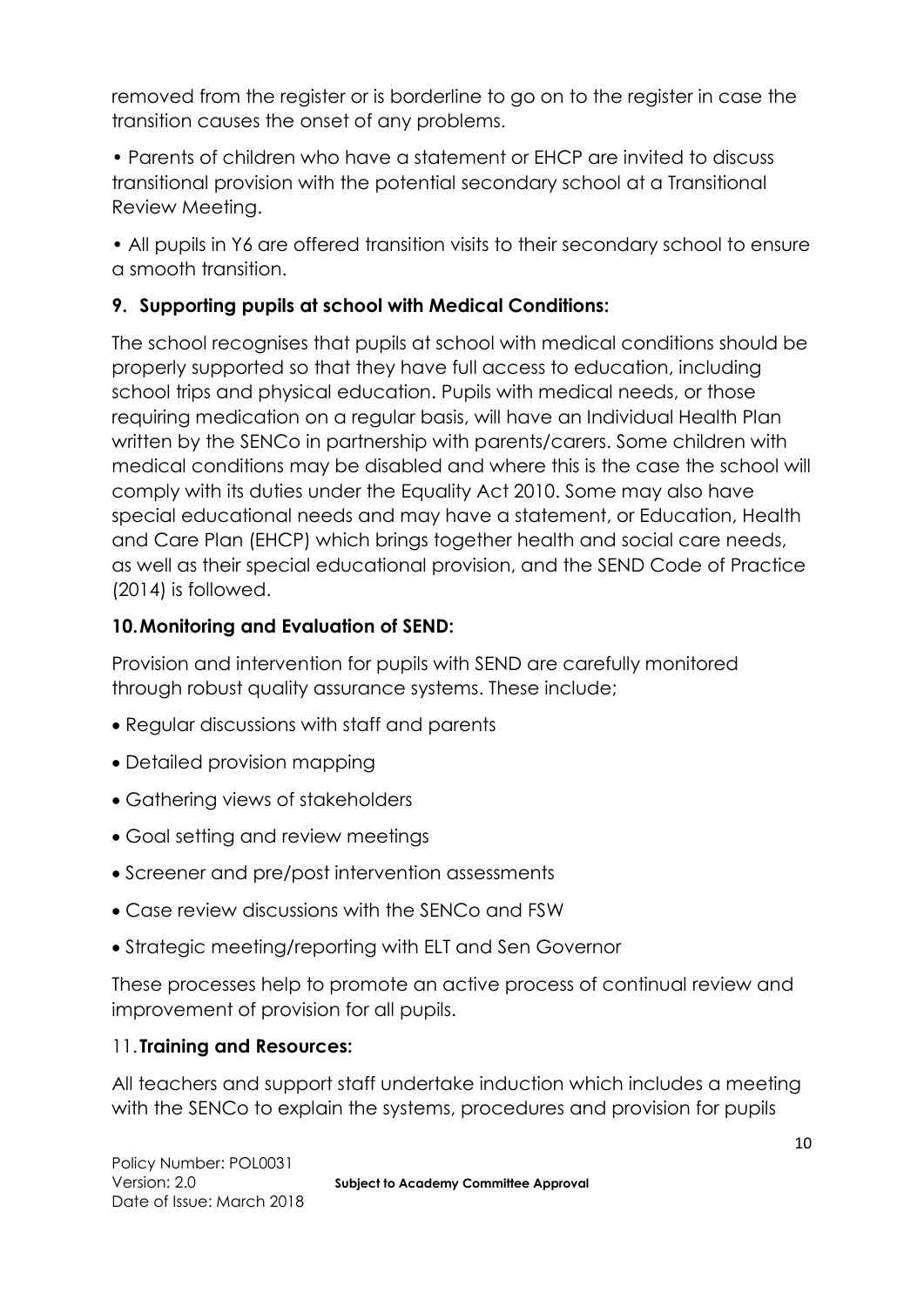removed from the register or is borderline to go on to the register in case the transition causes the onset of any problems.

• Parents of children who have a statement or EHCP are invited to discuss transitional provision with the potential secondary school at a Transitional Review Meeting.

• All pupils in Y6 are offered transition visits to their secondary school to ensure a smooth transition.

### 9. Supporting pupils at school with Medical Conditions:

The school recognises that pupils at school with medical conditions should be properly supported so that they have full access to education, including school trips and physical education. Pupils with medical needs, or those requiring medication on a regular basis, will have an Individual Health Plan written by the SENCo in partnership with parents/carers. Some children with medical conditions may be disabled and where this is the case the school will comply with its duties under the Equality Act 2010. Some may also have special educational needs and may have a statement, or Education, Health and Care Plan (EHCP) which brings together health and social care needs, as well as their special educational provision, and the SEND Code of Practice (2014) is followed.

### 10. Monitoring and Evaluation of SEND:

Provision and intervention for pupils with SEND are carefully monitored through robust quality assurance systems. These include;

- Regular discussions with staff and parents
- Detailed provision mapping
- Gathering views of stakeholders
- Goal setting and review meetings
- Screener and pre/post intervention assessments
- Case review discussions with the SENCo and FSW
- Strategic meeting/reporting with ELT and Sen Governor

These processes help to promote an active process of continual review and improvement of provision for all pupils.

### 11. Training and Resources:

All teachers and support staff undertake induction which includes a meeting with the SENCo to explain the systems, procedures and provision for pupils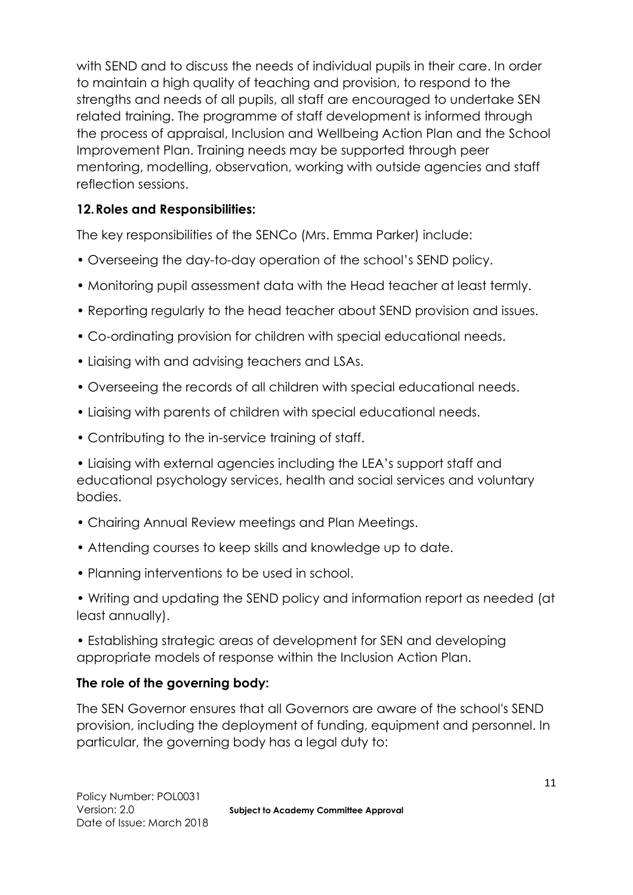with SEND and to discuss the needs of individual pupils in their care. In order to maintain a high quality of teaching and provision, to respond to the strengths and needs of all pupils, all staff are encouraged to undertake SEN related training. The programme of staff development is informed through the process of appraisal, Inclusion and Wellbeing Action Plan and the School Improvement Plan. Training needs may be supported through peer mentoring, modelling, observation, working with outside agencies and staff reflection sessions.

## 12. Roles and Responsibilities:

The key responsibilities of the SENCo (Mrs. Emma Parker) include:

- Overseeing the day-to-day operation of the school's SEND policy.
- Monitoring pupil assessment data with the Head teacher at least termly.
- Reporting regularly to the head teacher about SEND provision and issues.
- Co-ordinating provision for children with special educational needs.
- Liaising with and advising teachers and LSAs.
- Overseeing the records of all children with special educational needs.
- Liaising with parents of children with special educational needs.
- Contributing to the in-service training of staff.
- Liaising with external agencies including the LEA's support staff and educational psychology services, health and social services and voluntary bodies.
- Chairing Annual Review meetings and Plan Meetings.
- Attending courses to keep skills and knowledge up to date.
- Planning interventions to be used in school.
- Writing and updating the SEND policy and information report as needed (at least annually).
- Establishing strategic areas of development for SEN and developing appropriate models of response within the Inclusion Action Plan.

**The role of the governing body:**

The SEN Governor ensures that all Governors are aware of the school's SEND provision, including the deployment of funding, equipment and personnel. In particular, the governing body has a legal duty to: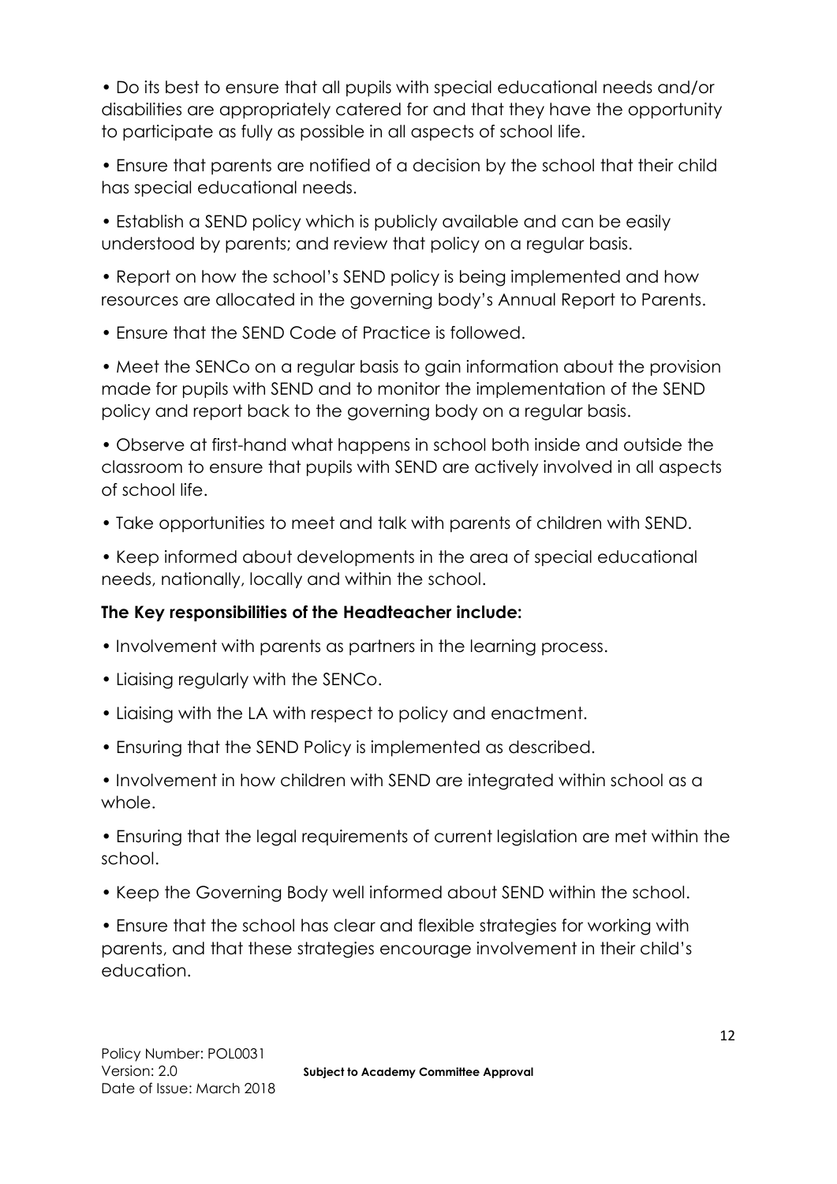- Do its best to ensure that all pupils with special educational needs and/or disabilities are appropriately catered for and that they have the opportunity to participate as fully as possible in all aspects of school life.
- Ensure that parents are notified of a decision by the school that their child has special educational needs.
- Establish a SEND policy which is publicly available and can be easily understood by parents; and review that policy on a regular basis.
- Report on how the school's SEND policy is being implemented and how resources are allocated in the governing body's Annual Report to Parents.
- Ensure that the SEND Code of Practice is followed.
- Meet the SENCo on a regular basis to gain information about the provision made for pupils with SEND and to monitor the implementation of the SEND policy and report back to the governing body on a regular basis.
- Observe at first-hand what happens in school both inside and outside the classroom to ensure that pupils with SEND are actively involved in all aspects of school life.
- Take opportunities to meet and talk with parents of children with SEND.
- Keep informed about developments in the area of special educational needs, nationally, locally and within the school.

**The Key responsibilities of the Headteacher include:**

- Involvement with parents as partners in the learning process.
- Liaising regularly with the SENCo.
- Liaising with the LA with respect to policy and enactment.
- Ensuring that the SEND Policy is implemented as described.
- Involvement in how children with SEND are integrated within school as a whole.
- Ensuring that the legal requirements of current legislation are met within the school.
- Keep the Governing Body well informed about SEND within the school.
- Ensure that the school has clear and flexible strategies for working with parents, and that these strategies encourage involvement in their child's education.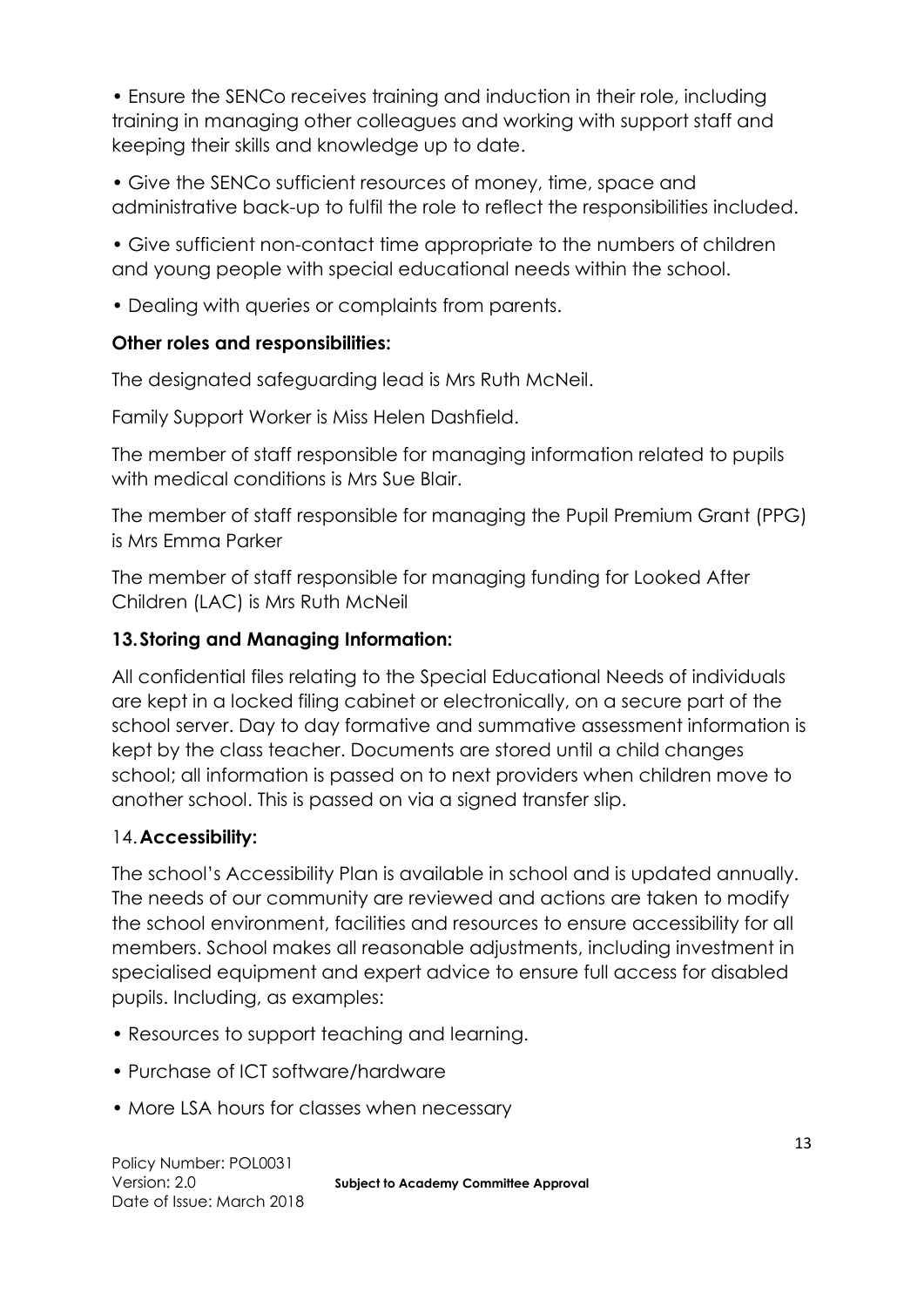- Ensure the SENCo receives training and induction in their role, including training in managing other colleagues and working with support staff and keeping their skills and knowledge up to date.
- Give the SENCo sufficient resources of money, time, space and administrative back-up to fulfil the role to reflect the responsibilities included.
- Give sufficient non-contact time appropriate to the numbers of children and young people with special educational needs within the school.
- Dealing with queries or complaints from parents.

**Other roles and responsibilities:**

The designated safeguarding lead is Mrs Ruth McNeil.

Family Support Worker is Miss Helen Dashfield.

The member of staff responsible for managing information related to pupils with medical conditions is Mrs Sue Blair.

The member of staff responsible for managing the Pupil Premium Grant (PPG) is Mrs Emma Parker

The member of staff responsible for managing funding for Looked After Children (LAC) is Mrs Ruth McNeil

## 13. Storing and Managing Information:

All confidential files relating to the Special Educational Needs of individuals are kept in a locked filing cabinet or electronically, on a secure part of the school server. Day to day formative and summative assessment information is kept by the class teacher. Documents are stored until a child changes school; all information is passed on to next providers when children move to another school. This is passed on via a signed transfer slip.

## 14. Accessibility:

The school's Accessibility Plan is available in school and is updated annually. The needs of our community are reviewed and actions are taken to modify the school environment, facilities and resources to ensure accessibility for all members. School makes all reasonable adjustments, including investment in specialised equipment and expert advice to ensure full access for disabled pupils. Including, as examples:

- Resources to support teaching and learning.
- Purchase of ICT software/hardware
- More LSA hours for classes when necessary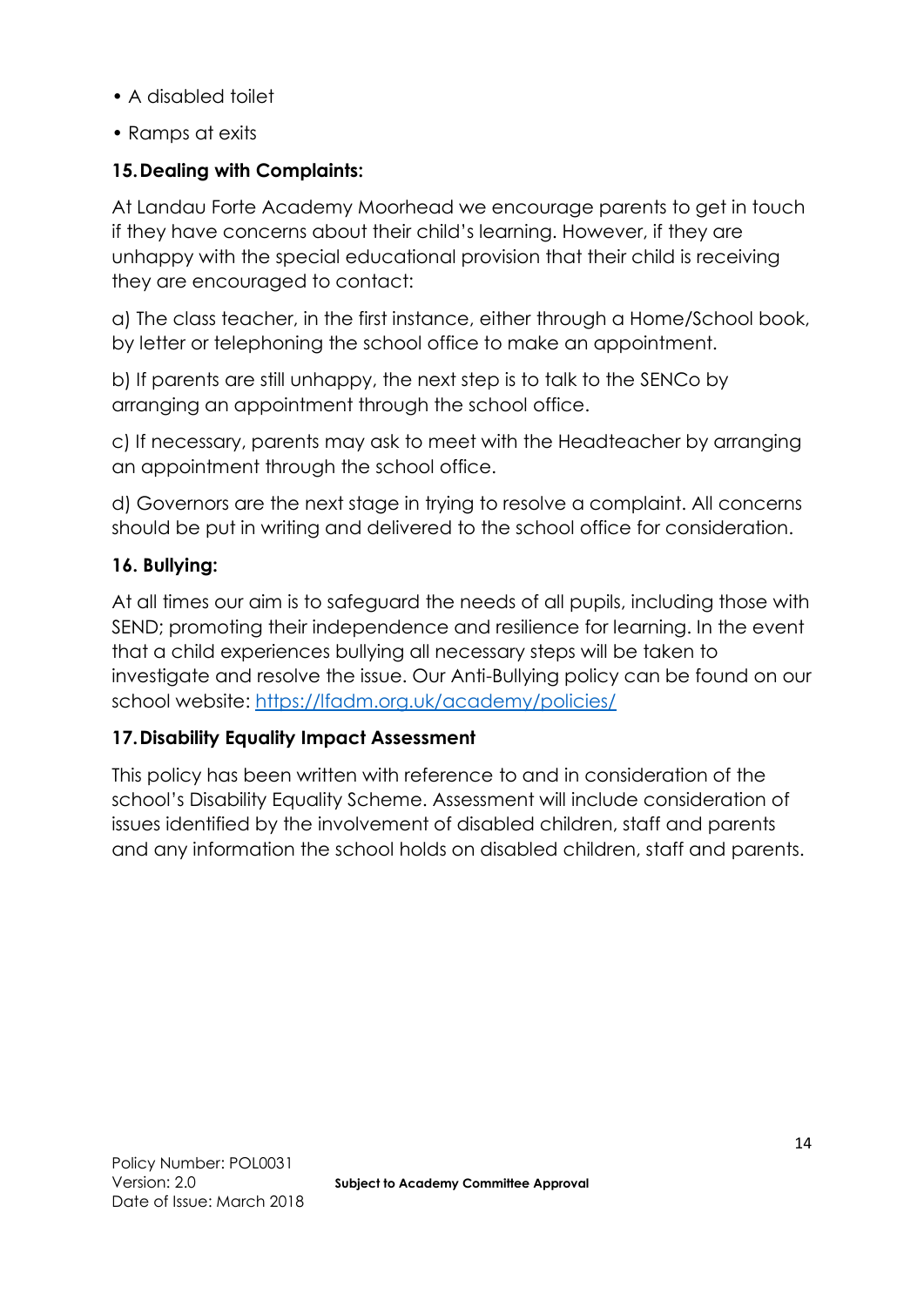- A disabled toilet
- Ramps at exits

### 15. Dealing with Complaints:

At Landau Forte Academy Moorhead we encourage parents to get in touch if they have concerns about their child's learning. However, if they are unhappy with the special educational provision that their child is receiving they are encouraged to contact:

a) The class teacher, in the first instance, either through a Home/School book, by letter or telephoning the school office to make an appointment.

b) If parents are still unhappy, the next step is to talk to the SENCo by arranging an appointment through the school office.

c) If necessary, parents may ask to meet with the Headteacher by arranging an appointment through the school office.

d) Governors are the next stage in trying to resolve a complaint. All concerns should be put in writing and delivered to the school office for consideration.

### 16. Bullying:

At all times our aim is to safeguard the needs of all pupils, including those with SEND; promoting their independence and resilience for learning. In the event that a child experiences bullying all necessary steps will be taken to investigate and resolve the issue. Our Anti-Bullying policy can be found on our school website: https://lfadm.org.uk/academy/policies/

### 17. Disability Equality Impact Assessment

This policy has been written with reference to and in consideration of the school's Disability Equality Scheme. Assessment will include consideration of issues identified by the involvement of disabled children, staff and parents and any information the school holds on disabled children, staff and parents.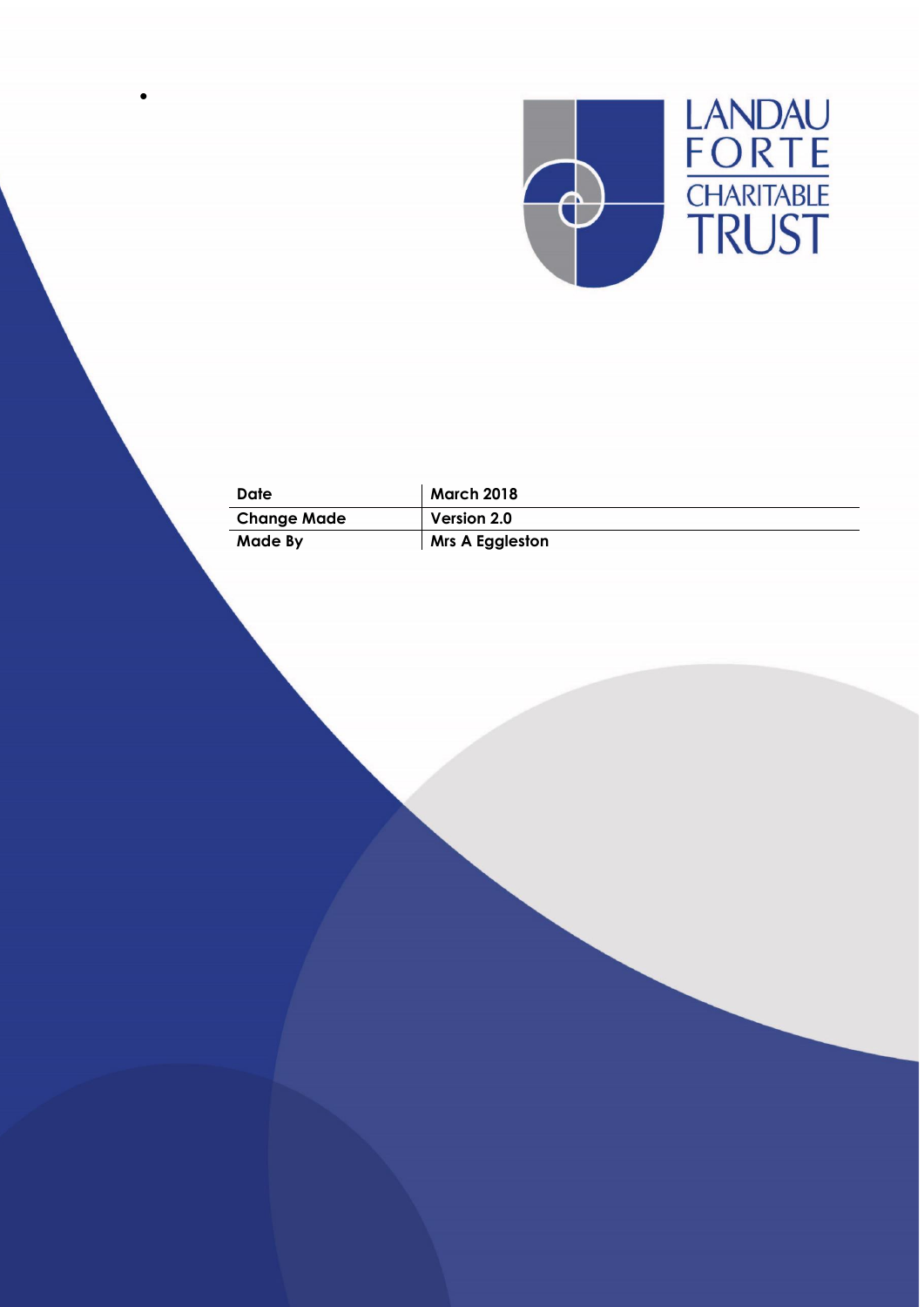LANDAU FORTE CHARITABLE TRUST

| | |
|---|---|
| **Date** | **March 2018** |
| **Change Made** | **Version 2.0** |
| **Made By** | **Mrs A Eggleston** |